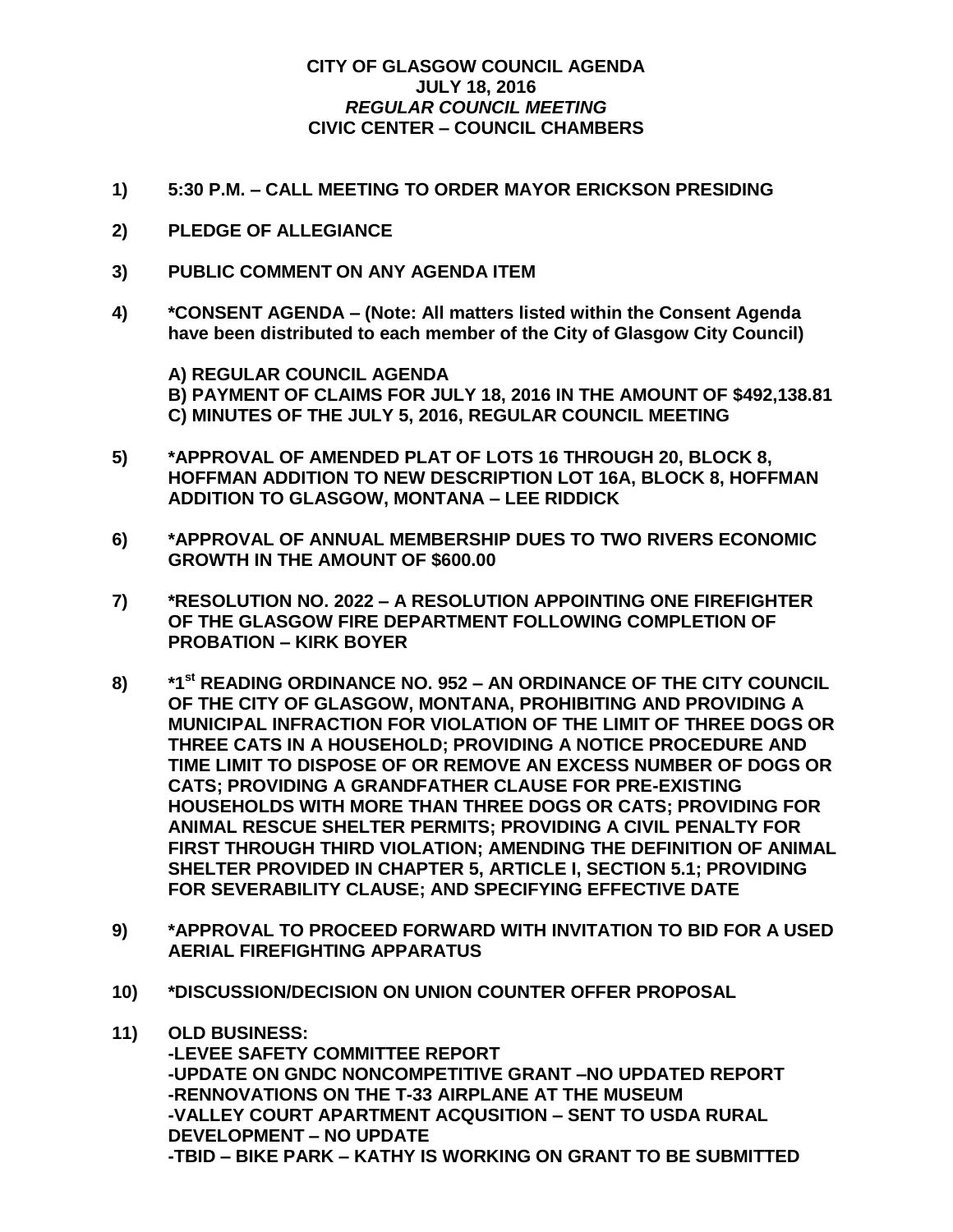**CITY OF GLASGOW COUNCIL AGENDA**
**JULY 18, 2016**
***REGULAR COUNCIL MEETING***
**CIVIC CENTER – COUNCIL CHAMBERS**

**1) 5:30 P.M. – CALL MEETING TO ORDER MAYOR ERICKSON PRESIDING**

**2) PLEDGE OF ALLEGIANCE**

**3) PUBLIC COMMENT ON ANY AGENDA ITEM**

**4) *CONSENT AGENDA – (Note: All matters listed within the Consent Agenda have been distributed to each member of the City of Glasgow City Council)**

**A) REGULAR COUNCIL AGENDA**
**B) PAYMENT OF CLAIMS FOR JULY 18, 2016 IN THE AMOUNT OF $492,138.81**
**C) MINUTES OF THE JULY 5, 2016, REGULAR COUNCIL MEETING**

**5) *APPROVAL OF AMENDED PLAT OF LOTS 16 THROUGH 20, BLOCK 8, HOFFMAN ADDITION TO NEW DESCRIPTION LOT 16A, BLOCK 8, HOFFMAN ADDITION TO GLASGOW, MONTANA – LEE RIDDICK**

**6) *APPROVAL OF ANNUAL MEMBERSHIP DUES TO TWO RIVERS ECONOMIC GROWTH IN THE AMOUNT OF $600.00**

**7) *RESOLUTION NO. 2022 – A RESOLUTION APPOINTING ONE FIREFIGHTER OF THE GLASGOW FIRE DEPARTMENT FOLLOWING COMPLETION OF PROBATION – KIRK BOYER**

**8) *1st READING ORDINANCE NO. 952 – AN ORDINANCE OF THE CITY COUNCIL OF THE CITY OF GLASGOW, MONTANA, PROHIBITING AND PROVIDING A MUNICIPAL INFRACTION FOR VIOLATION OF THE LIMIT OF THREE DOGS OR THREE CATS IN A HOUSEHOLD; PROVIDING A NOTICE PROCEDURE AND TIME LIMIT TO DISPOSE OF OR REMOVE AN EXCESS NUMBER OF DOGS OR CATS; PROVIDING A GRANDFATHER CLAUSE FOR PRE-EXISTING HOUSEHOLDS WITH MORE THAN THREE DOGS OR CATS; PROVIDING FOR ANIMAL RESCUE SHELTER PERMITS; PROVIDING A CIVIL PENALTY FOR FIRST THROUGH THIRD VIOLATION; AMENDING THE DEFINITION OF ANIMAL SHELTER PROVIDED IN CHAPTER 5, ARTICLE I, SECTION 5.1; PROVIDING FOR SEVERABILITY CLAUSE; AND SPECIFYING EFFECTIVE DATE**

**9) *APPROVAL TO PROCEED FORWARD WITH INVITATION TO BID FOR A USED AERIAL FIREFIGHTING APPARATUS**

**10) *DISCUSSION/DECISION ON UNION COUNTER OFFER PROPOSAL**

**11) OLD BUSINESS:**
**-LEVEE SAFETY COMMITTEE REPORT**
**-UPDATE ON GNDC NONCOMPETITIVE GRANT –NO UPDATED REPORT**
**-RENNOVATIONS ON THE T-33 AIRPLANE AT THE MUSEUM**
**-VALLEY COURT APARTMENT ACQUSITION – SENT TO USDA RURAL DEVELOPMENT – NO UPDATE**
**-TBID – BIKE PARK – KATHY IS WORKING ON GRANT TO BE SUBMITTED**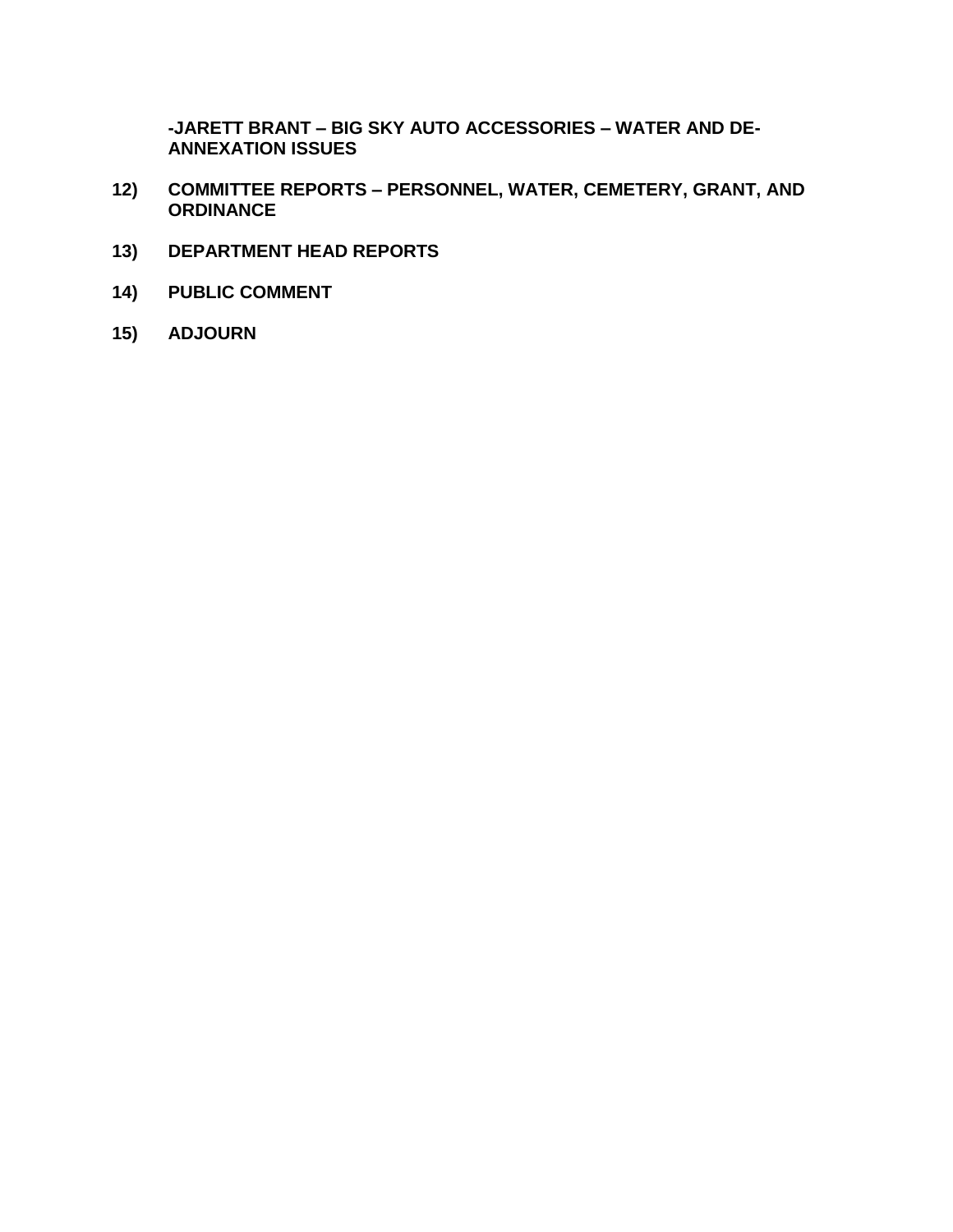**-JARETT BRANT – BIG SKY AUTO ACCESSORIES – WATER AND DE-ANNEXATION ISSUES**

**12) COMMITTEE REPORTS – PERSONNEL, WATER, CEMETERY, GRANT, AND ORDINANCE**

**13) DEPARTMENT HEAD REPORTS**

**14) PUBLIC COMMENT**

**15) ADJOURN**